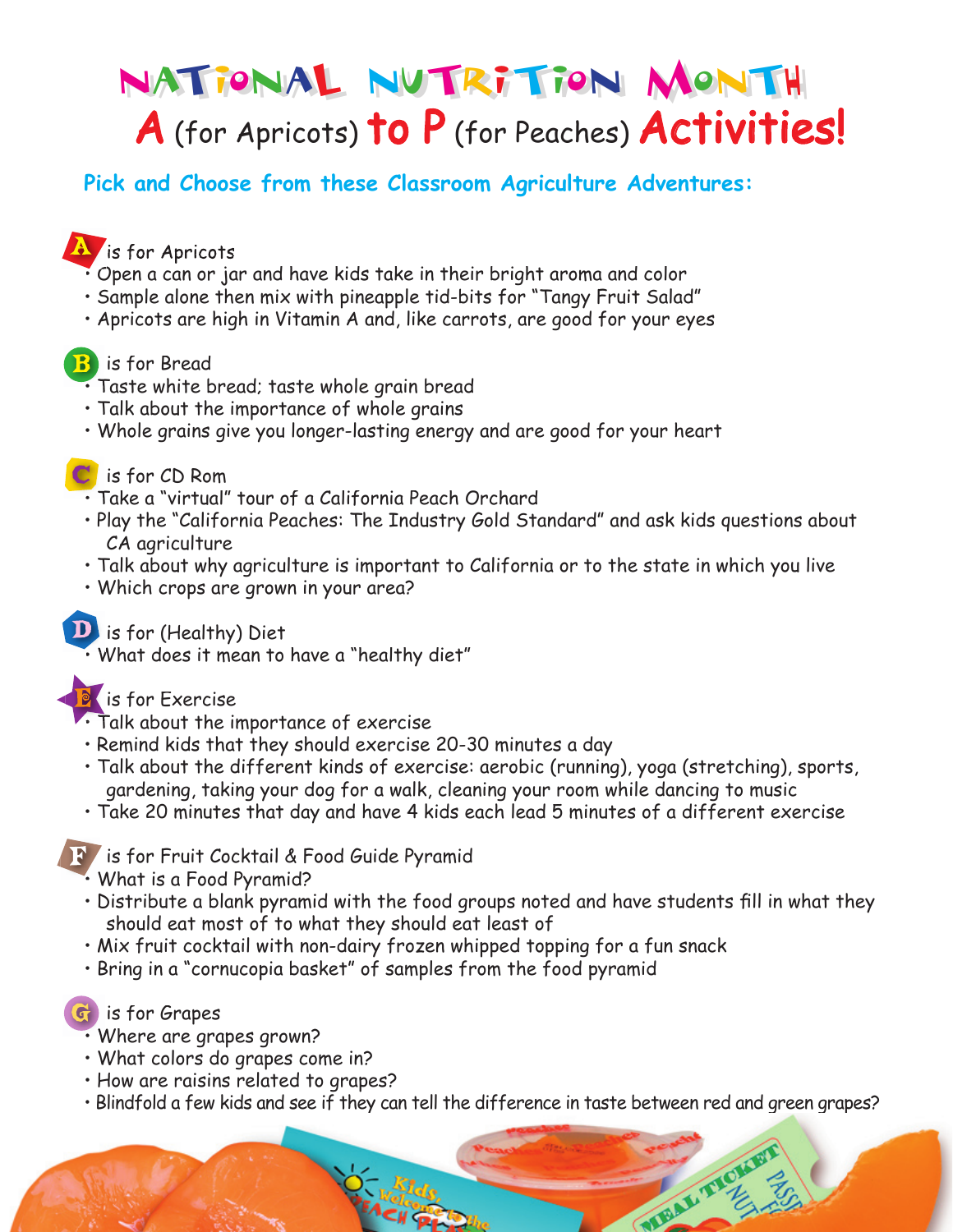# NATIONAL NUTRITION MONTH

## A (for Apricots) to P (for Peaches) Activities!

### Pick and Choose from these Classroom Agriculture Adventures:

**A** is for Apricots
- Open a can or jar and have kids take in their bright aroma and color
- Sample alone then mix with pineapple tid-bits for "Tangy Fruit Salad"
- Apricots are high in Vitamin A and, like carrots, are good for your eyes

**B** is for Bread
- Taste white bread; taste whole grain bread
- Talk about the importance of whole grains
- Whole grains give you longer-lasting energy and are good for your heart

**C** is for CD Rom
- Take a "virtual" tour of a California Peach Orchard
- Play the "California Peaches: The Industry Gold Standard" and ask kids questions about CA agriculture
- Talk about why agriculture is important to California or to the state in which you live
- Which crops are grown in your area?

**D** is for (Healthy) Diet
- What does it mean to have a "healthy diet"

**E** is for Exercise
- Talk about the importance of exercise
- Remind kids that they should exercise 20-30 minutes a day
- Talk about the different kinds of exercise: aerobic (running), yoga (stretching), sports, gardening, taking your dog for a walk, cleaning your room while dancing to music
- Take 20 minutes that day and have 4 kids each lead 5 minutes of a different exercise

**F** is for Fruit Cocktail & Food Guide Pyramid
- What is a Food Pyramid?
- Distribute a blank pyramid with the food groups noted and have students fill in what they should eat most of to what they should eat least of
- Mix fruit cocktail with non-dairy frozen whipped topping for a fun snack
- Bring in a "cornucopia basket" of samples from the food pyramid

**G** is for Grapes
- Where are grapes grown?
- What colors do grapes come in?
- How are raisins related to grapes?
- Blindfold a few kids and see if they can tell the difference in taste between red and green grapes?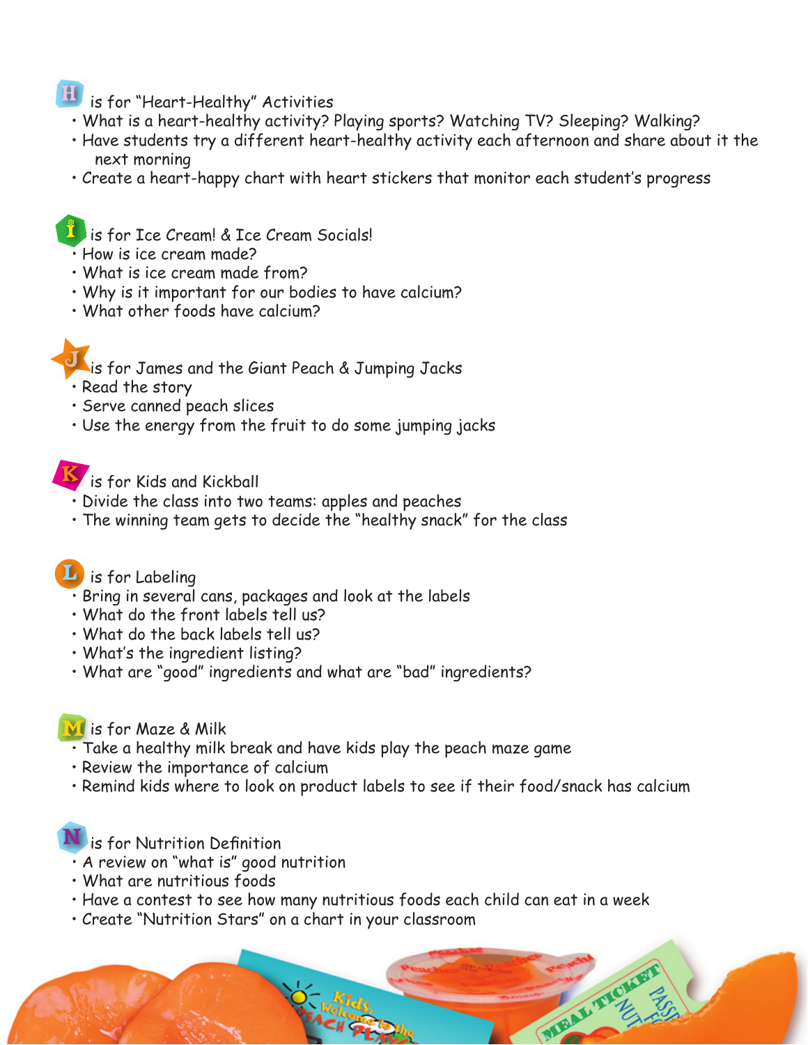**H** is for "Heart-Healthy" Activities

- What is a heart-healthy activity? Playing sports? Watching TV? Sleeping? Walking?
- Have students try a different heart-healthy activity each afternoon and share about it the next morning
- Create a heart-happy chart with heart stickers that monitor each student's progress

**I** is for Ice Cream! & Ice Cream Socials!

- How is ice cream made?
- What is ice cream made from?
- Why is it important for our bodies to have calcium?
- What other foods have calcium?

**J** is for James and the Giant Peach & Jumping Jacks

- Read the story
- Serve canned peach slices
- Use the energy from the fruit to do some jumping jacks

**K** is for Kids and Kickball

- Divide the class into two teams: apples and peaches
- The winning team gets to decide the "healthy snack" for the class

**L** is for Labeling

- Bring in several cans, packages and look at the labels
- What do the front labels tell us?
- What do the back labels tell us?
- What's the ingredient listing?
- What are "good" ingredients and what are "bad" ingredients?

**M** is for Maze & Milk

- Take a healthy milk break and have kids play the peach maze game
- Review the importance of calcium
- Remind kids where to look on product labels to see if their food/snack has calcium

**N** is for Nutrition Definition

- A review on "what is" good nutrition
- What are nutritious foods
- Have a contest to see how many nutritious foods each child can eat in a week
- Create "Nutrition Stars" on a chart in your classroom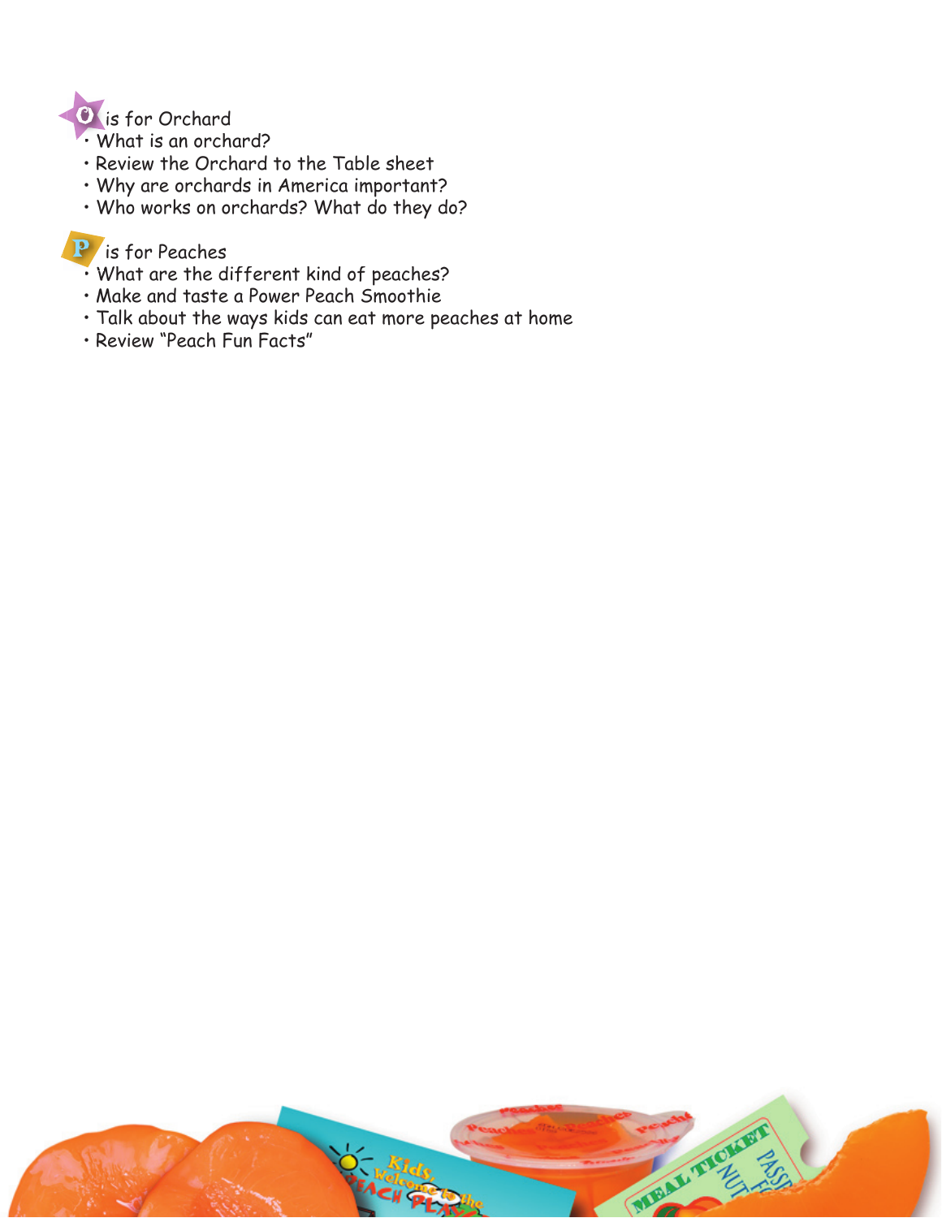**O** is for Orchard

- What is an orchard?
- Review the Orchard to the Table sheet
- Why are orchards in America important?
- Who works on orchards? What do they do?

**P** is for Peaches

- What are the different kind of peaches?
- Make and taste a Power Peach Smoothie
- Talk about the ways kids can eat more peaches at home
- Review "Peach Fun Facts"